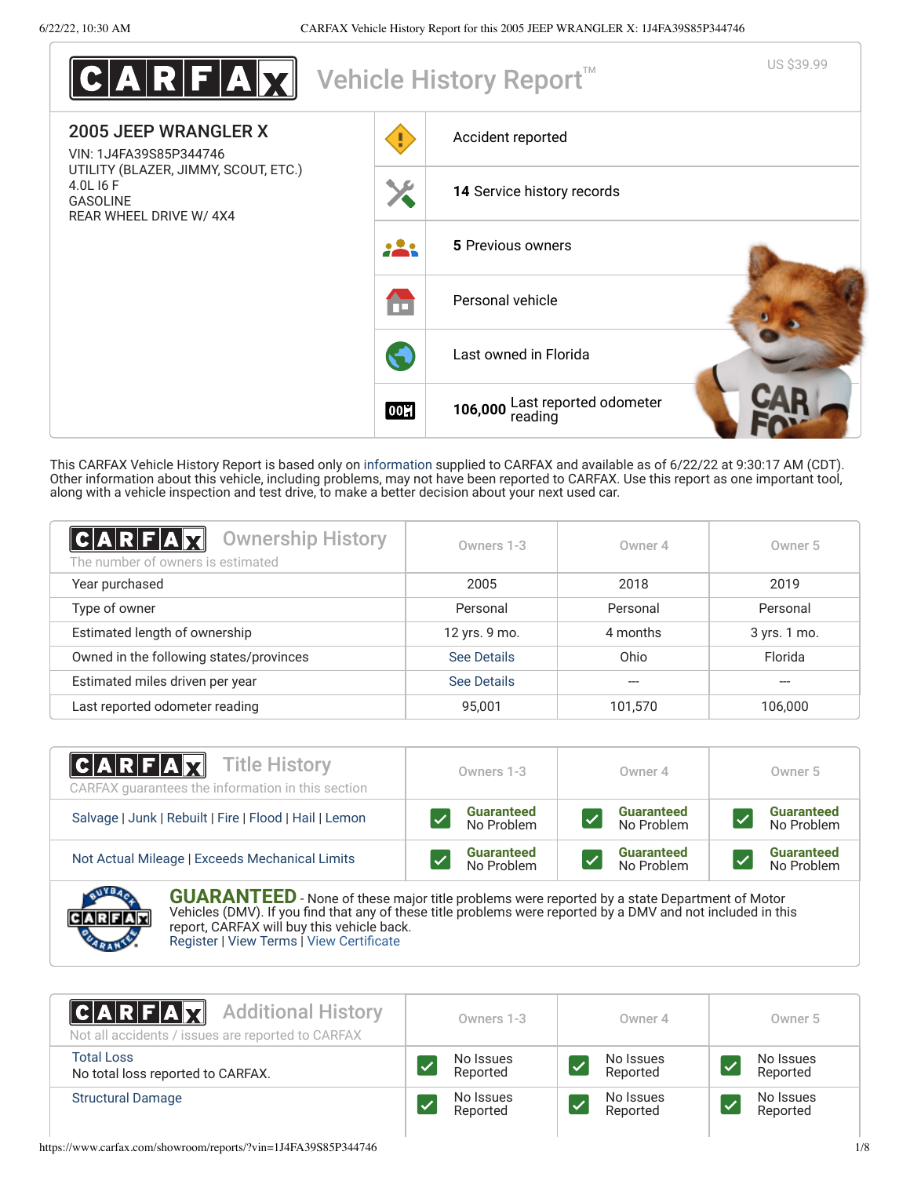# CARFAX Vehicle History Report™

US $39.99

## 2005 JEEP WRANGLER X

VIN: 1J4FA39S85P344746
UTILITY (BLAZER, JIMMY, SCOUT, ETC.)
4.0L I6 F
GASOLINE
REAR WHEEL DRIVE W/ 4X4

- Accident reported
- **14** Service history records
- **5** Previous owners
- Personal vehicle
- Last owned in Florida
- **106,000** Last reported odometer reading

This CARFAX Vehicle History Report is based only on information supplied to CARFAX and available as of 6/22/22 at 9:30:17 AM (CDT). Other information about this vehicle, including problems, may not have been reported to CARFAX. Use this report as one important tool, along with a vehicle inspection and test drive, to make a better decision about your next used car.

## CARFAX Ownership History

The number of owners is estimated

| | Owners 1-3 | Owner 4 | Owner 5 |
|---|---|---|---|
| Year purchased | 2005 | 2018 | 2019 |
| Type of owner | Personal | Personal | Personal |
| Estimated length of ownership | 12 yrs. 9 mo. | 4 months | 3 yrs. 1 mo. |
| Owned in the following states/provinces | See Details | Ohio | Florida |
| Estimated miles driven per year | See Details | --- | --- |
| Last reported odometer reading | 95,001 | 101,570 | 106,000 |

## CARFAX Title History

CARFAX guarantees the information in this section

| | Owners 1-3 | Owner 4 | Owner 5 |
|---|---|---|---|
| Salvage \| Junk \| Rebuilt \| Fire \| Flood \| Hail \| Lemon | Guaranteed No Problem | Guaranteed No Problem | Guaranteed No Problem |
| Not Actual Mileage \| Exceeds Mechanical Limits | Guaranteed No Problem | Guaranteed No Problem | Guaranteed No Problem |

**GUARANTEED** - None of these major title problems were reported by a state Department of Motor Vehicles (DMV). If you find that any of these title problems were reported by a DMV and not included in this report, CARFAX will buy this vehicle back.
Register | View Terms | View Certificate

## CARFAX Additional History

Not all accidents / issues are reported to CARFAX

| | Owners 1-3 | Owner 4 | Owner 5 |
|---|---|---|---|
| Total Loss<br>No total loss reported to CARFAX. | No Issues Reported | No Issues Reported | No Issues Reported |
| Structural Damage | No Issues Reported | No Issues Reported | No Issues Reported |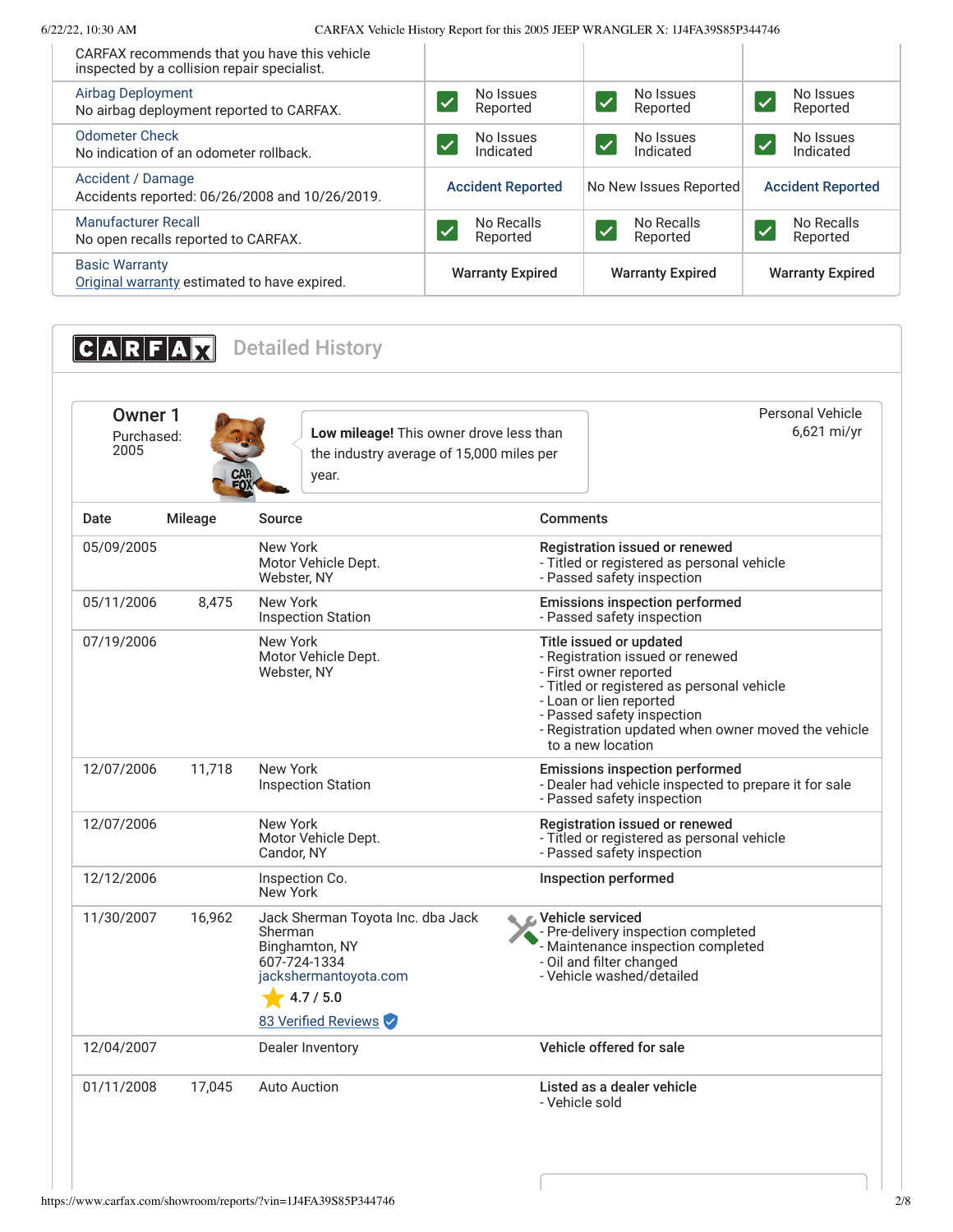| | | | |
|---|---|---|---|
| CARFAX recommends that you have this vehicle inspected by a collision repair specialist. | | | |
| Airbag Deployment<br>No airbag deployment reported to CARFAX. | No Issues Reported | No Issues Reported | No Issues Reported |
| Odometer Check<br>No indication of an odometer rollback. | No Issues Indicated | No Issues Indicated | No Issues Indicated |
| Accident / Damage<br>Accidents reported: 06/26/2008 and 10/26/2019. | Accident Reported | No New Issues Reported | Accident Reported |
| Manufacturer Recall<br>No open recalls reported to CARFAX. | No Recalls Reported | No Recalls Reported | No Recalls Reported |
| Basic Warranty<br>Original warranty estimated to have expired. | Warranty Expired | Warranty Expired | Warranty Expired |

## CARFAX Detailed History

### Owner 1

Purchased: 2005

**Low mileage!** This owner drove less than the industry average of 15,000 miles per year.

Personal Vehicle
6,621 mi/yr

| Date | Mileage | Source | Comments |
|---|---|---|---|
| 05/09/2005 | | New York<br>Motor Vehicle Dept.<br>Webster, NY | **Registration issued or renewed**<br>- Titled or registered as personal vehicle<br>- Passed safety inspection |
| 05/11/2006 | 8,475 | New York<br>Inspection Station | **Emissions inspection performed**<br>- Passed safety inspection |
| 07/19/2006 | | New York<br>Motor Vehicle Dept.<br>Webster, NY | **Title issued or updated**<br>- Registration issued or renewed<br>- First owner reported<br>- Titled or registered as personal vehicle<br>- Loan or lien reported<br>- Passed safety inspection<br>- Registration updated when owner moved the vehicle to a new location |
| 12/07/2006 | 11,718 | New York<br>Inspection Station | **Emissions inspection performed**<br>- Dealer had vehicle inspected to prepare it for sale<br>- Passed safety inspection |
| 12/07/2006 | | New York<br>Motor Vehicle Dept.<br>Candor, NY | **Registration issued or renewed**<br>- Titled or registered as personal vehicle<br>- Passed safety inspection |
| 12/12/2006 | | Inspection Co.<br>New York | **Inspection performed** |
| 11/30/2007 | 16,962 | Jack Sherman Toyota Inc. dba Jack Sherman<br>Binghamton, NY<br>607-724-1334<br>jackshermantoyota.com<br>4.7 / 5.0<br>83 Verified Reviews | **Vehicle serviced**<br>- Pre-delivery inspection completed<br>- Maintenance inspection completed<br>- Oil and filter changed<br>- Vehicle washed/detailed |
| 12/04/2007 | | Dealer Inventory | **Vehicle offered for sale** |
| 01/11/2008 | 17,045 | Auto Auction | **Listed as a dealer vehicle**<br>- Vehicle sold |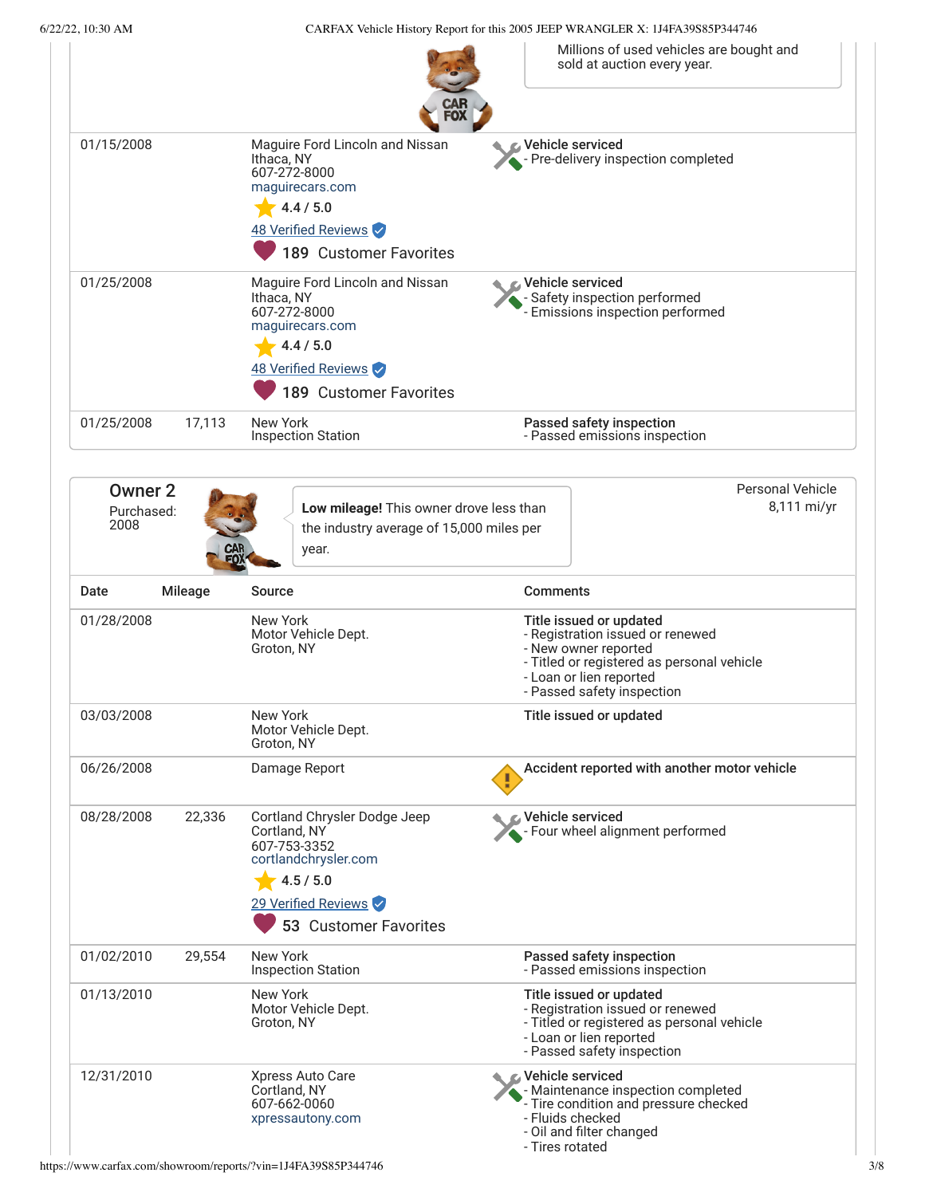Millions of used vehicles are bought and sold at auction every year.

| Date | Mileage | Source | Comments |
|---|---|---|---|
| 01/15/2008 | | Maguire Ford Lincoln and Nissan<br>Ithaca, NY<br>607-272-8000<br>maguirecars.com<br>4.4 / 5.0<br>48 Verified Reviews<br>189 Customer Favorites | **Vehicle serviced**<br>- Pre-delivery inspection completed |
| 01/25/2008 | | Maguire Ford Lincoln and Nissan<br>Ithaca, NY<br>607-272-8000<br>maguirecars.com<br>4.4 / 5.0<br>48 Verified Reviews<br>189 Customer Favorites | **Vehicle serviced**<br>- Safety inspection performed<br>- Emissions inspection performed |
| 01/25/2008 | 17,113 | New York<br>Inspection Station | **Passed safety inspection**<br>- Passed emissions inspection |

## Owner 2

Purchased: 2008

**Low mileage!** This owner drove less than the industry average of 15,000 miles per year.

Personal Vehicle
8,111 mi/yr

| Date | Mileage | Source | Comments |
|---|---|---|---|
| 01/28/2008 | | New York<br>Motor Vehicle Dept.<br>Groton, NY | **Title issued or updated**<br>- Registration issued or renewed<br>- New owner reported<br>- Titled or registered as personal vehicle<br>- Loan or lien reported<br>- Passed safety inspection |
| 03/03/2008 | | New York<br>Motor Vehicle Dept.<br>Groton, NY | **Title issued or updated** |
| 06/26/2008 | | Damage Report | **Accident reported with another motor vehicle** |
| 08/28/2008 | 22,336 | Cortland Chrysler Dodge Jeep<br>Cortland, NY<br>607-753-3352<br>cortlandchrysler.com<br>4.5 / 5.0<br>29 Verified Reviews<br>53 Customer Favorites | **Vehicle serviced**<br>- Four wheel alignment performed |
| 01/02/2010 | 29,554 | New York<br>Inspection Station | **Passed safety inspection**<br>- Passed emissions inspection |
| 01/13/2010 | | New York<br>Motor Vehicle Dept.<br>Groton, NY | **Title issued or updated**<br>- Registration issued or renewed<br>- Titled or registered as personal vehicle<br>- Loan or lien reported<br>- Passed safety inspection |
| 12/31/2010 | | Xpress Auto Care<br>Cortland, NY<br>607-662-0060<br>xpressautony.com | **Vehicle serviced**<br>- Maintenance inspection completed<br>- Tire condition and pressure checked<br>- Fluids checked<br>- Oil and filter changed<br>- Tires rotated |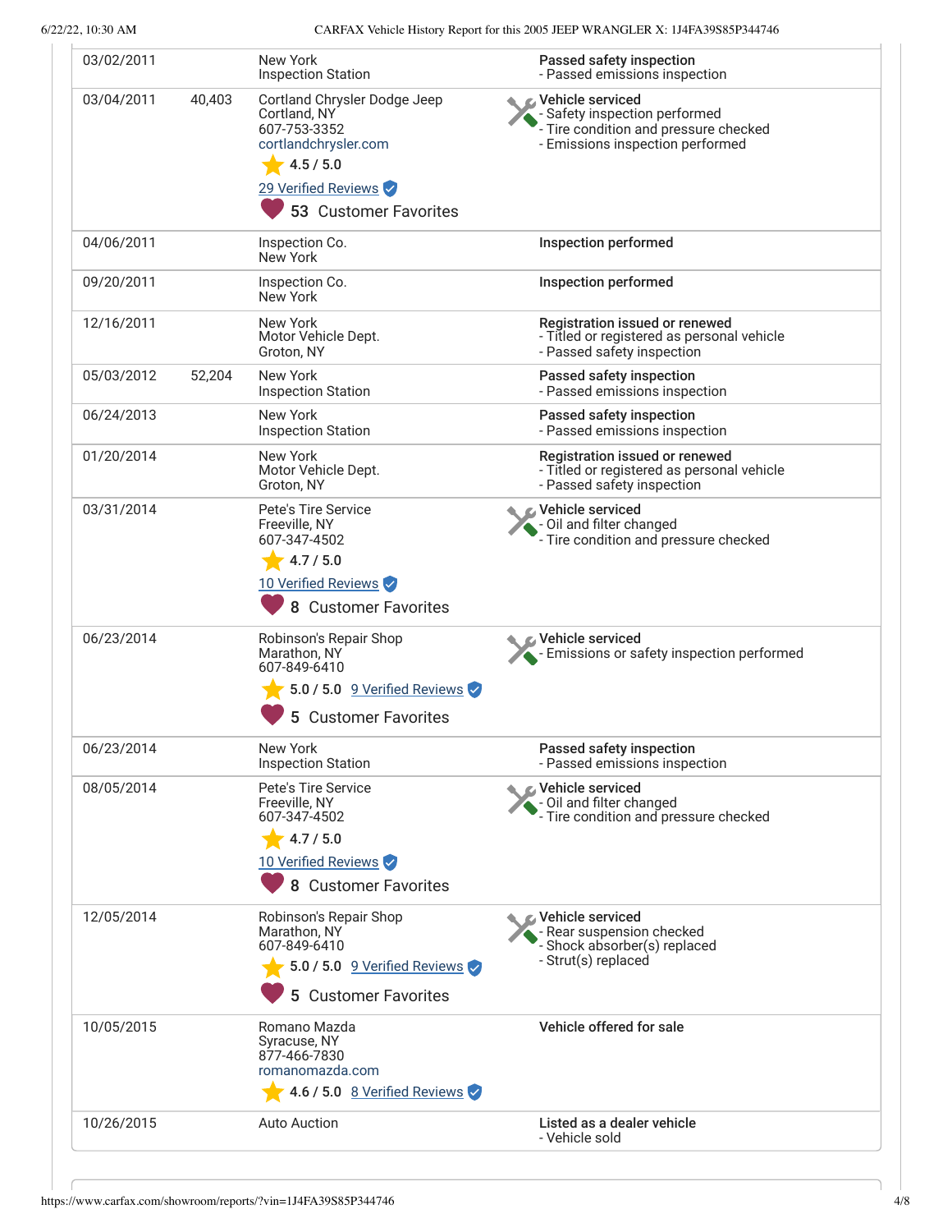| Date | Mileage | Source | Comments |
|---|---|---|---|
| 03/02/2011 | | New York<br>Inspection Station | **Passed safety inspection**<br>- Passed emissions inspection |
| 03/04/2011 | 40,403 | Cortland Chrysler Dodge Jeep<br>Cortland, NY<br>607-753-3352<br>cortlandchrysler.com<br>4.5 / 5.0<br>29 Verified Reviews<br>53 Customer Favorites | **Vehicle serviced**<br>- Safety inspection performed<br>- Tire condition and pressure checked<br>- Emissions inspection performed |
| 04/06/2011 | | Inspection Co.<br>New York | **Inspection performed** |
| 09/20/2011 | | Inspection Co.<br>New York | **Inspection performed** |
| 12/16/2011 | | New York<br>Motor Vehicle Dept.<br>Groton, NY | **Registration issued or renewed**<br>- Titled or registered as personal vehicle<br>- Passed safety inspection |
| 05/03/2012 | 52,204 | New York<br>Inspection Station | **Passed safety inspection**<br>- Passed emissions inspection |
| 06/24/2013 | | New York<br>Inspection Station | **Passed safety inspection**<br>- Passed emissions inspection |
| 01/20/2014 | | New York<br>Motor Vehicle Dept.<br>Groton, NY | **Registration issued or renewed**<br>- Titled or registered as personal vehicle<br>- Passed safety inspection |
| 03/31/2014 | | Pete's Tire Service<br>Freeville, NY<br>607-347-4502<br>4.7 / 5.0<br>10 Verified Reviews<br>8 Customer Favorites | **Vehicle serviced**<br>- Oil and filter changed<br>- Tire condition and pressure checked |
| 06/23/2014 | | Robinson's Repair Shop<br>Marathon, NY<br>607-849-6410<br>5.0 / 5.0 9 Verified Reviews<br>5 Customer Favorites | **Vehicle serviced**<br>- Emissions or safety inspection performed |
| 06/23/2014 | | New York<br>Inspection Station | **Passed safety inspection**<br>- Passed emissions inspection |
| 08/05/2014 | | Pete's Tire Service<br>Freeville, NY<br>607-347-4502<br>4.7 / 5.0<br>10 Verified Reviews<br>8 Customer Favorites | **Vehicle serviced**<br>- Oil and filter changed<br>- Tire condition and pressure checked |
| 12/05/2014 | | Robinson's Repair Shop<br>Marathon, NY<br>607-849-6410<br>5.0 / 5.0 9 Verified Reviews<br>5 Customer Favorites | **Vehicle serviced**<br>- Rear suspension checked<br>- Shock absorber(s) replaced<br>- Strut(s) replaced |
| 10/05/2015 | | Romano Mazda<br>Syracuse, NY<br>877-466-7830<br>romanomazda.com<br>4.6 / 5.0 8 Verified Reviews | **Vehicle offered for sale** |
| 10/26/2015 | | Auto Auction | **Listed as a dealer vehicle**<br>- Vehicle sold |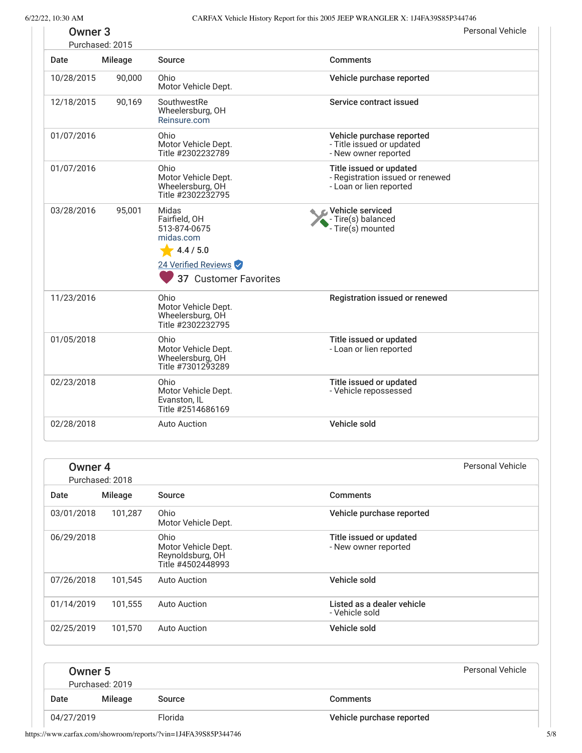## Owner 3

Purchased: 2015

Personal Vehicle

| Date | Mileage | Source | Comments |
|---|---|---|---|
| 10/28/2015 | 90,000 | Ohio<br>Motor Vehicle Dept. | **Vehicle purchase reported** |
| 12/18/2015 | 90,169 | SouthwestRe<br>Wheelersburg, OH<br>Reinsure.com | **Service contract issued** |
| 01/07/2016 | | Ohio<br>Motor Vehicle Dept.<br>Title #2302232789 | **Vehicle purchase reported**<br>- Title issued or updated<br>- New owner reported |
| 01/07/2016 | | Ohio<br>Motor Vehicle Dept.<br>Wheelersburg, OH<br>Title #2302232795 | **Title issued or updated**<br>- Registration issued or renewed<br>- Loan or lien reported |
| 03/28/2016 | 95,001 | Midas<br>Fairfield, OH<br>513-874-0675<br>midas.com<br>4.4 / 5.0<br>24 Verified Reviews<br>37 Customer Favorites | **Vehicle serviced**<br>- Tire(s) balanced<br>- Tire(s) mounted |
| 11/23/2016 | | Ohio<br>Motor Vehicle Dept.<br>Wheelersburg, OH<br>Title #2302232795 | **Registration issued or renewed** |
| 01/05/2018 | | Ohio<br>Motor Vehicle Dept.<br>Wheelersburg, OH<br>Title #7301293289 | **Title issued or updated**<br>- Loan or lien reported |
| 02/23/2018 | | Ohio<br>Motor Vehicle Dept.<br>Evanston, IL<br>Title #2514686169 | **Title issued or updated**<br>- Vehicle repossessed |
| 02/28/2018 | | Auto Auction | **Vehicle sold** |

## Owner 4

Purchased: 2018

Personal Vehicle

| Date | Mileage | Source | Comments |
|---|---|---|---|
| 03/01/2018 | 101,287 | Ohio<br>Motor Vehicle Dept. | **Vehicle purchase reported** |
| 06/29/2018 | | Ohio<br>Motor Vehicle Dept.<br>Reynoldsburg, OH<br>Title #4502448993 | **Title issued or updated**<br>- New owner reported |
| 07/26/2018 | 101,545 | Auto Auction | **Vehicle sold** |
| 01/14/2019 | 101,555 | Auto Auction | **Listed as a dealer vehicle**<br>- Vehicle sold |
| 02/25/2019 | 101,570 | Auto Auction | **Vehicle sold** |

## Owner 5

Purchased: 2019

Personal Vehicle

| Date | Mileage | Source | Comments |
|---|---|---|---|
| 04/27/2019 | | Florida | **Vehicle purchase reported** |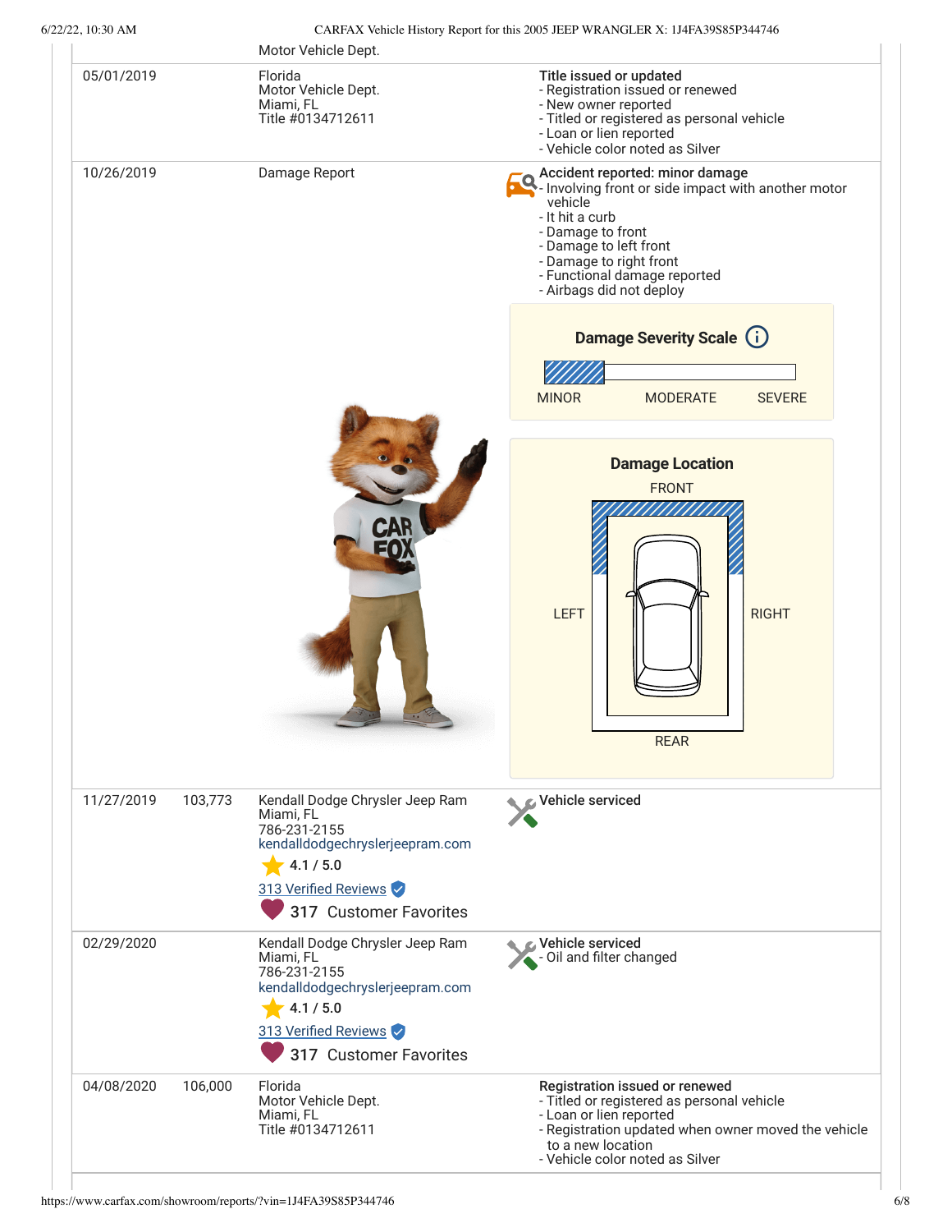| | | Motor Vehicle Dept. | |
|---|---|---|---|
| 05/01/2019 | | Florida<br>Motor Vehicle Dept.<br>Miami, FL<br>Title #0134712611 | **Title issued or updated**<br>- Registration issued or renewed<br>- New owner reported<br>- Titled or registered as personal vehicle<br>- Loan or lien reported<br>- Vehicle color noted as Silver |
| 10/26/2019 | | Damage Report | **Accident reported: minor damage**<br>- Involving front or side impact with another motor vehicle<br>- It hit a curb<br>- Damage to front<br>- Damage to left front<br>- Damage to right front<br>- Functional damage reported<br>- Airbags did not deploy<br><br>**Damage Severity Scale**<br>MINOR MODERATE SEVERE<br><br>**Damage Location**<br>FRONT<br>LEFT RIGHT<br>REAR |
| 11/27/2019 | 103,773 | Kendall Dodge Chrysler Jeep Ram<br>Miami, FL<br>786-231-2155<br>kendalldodgechryslerjeepram.com<br>4.1 / 5.0<br>313 Verified Reviews<br>317 Customer Favorites | **Vehicle serviced** |
| 02/29/2020 | | Kendall Dodge Chrysler Jeep Ram<br>Miami, FL<br>786-231-2155<br>kendalldodgechryslerjeepram.com<br>4.1 / 5.0<br>313 Verified Reviews<br>317 Customer Favorites | **Vehicle serviced**<br>- Oil and filter changed |
| 04/08/2020 | 106,000 | Florida<br>Motor Vehicle Dept.<br>Miami, FL<br>Title #0134712611 | **Registration issued or renewed**<br>- Titled or registered as personal vehicle<br>- Loan or lien reported<br>- Registration updated when owner moved the vehicle to a new location<br>- Vehicle color noted as Silver |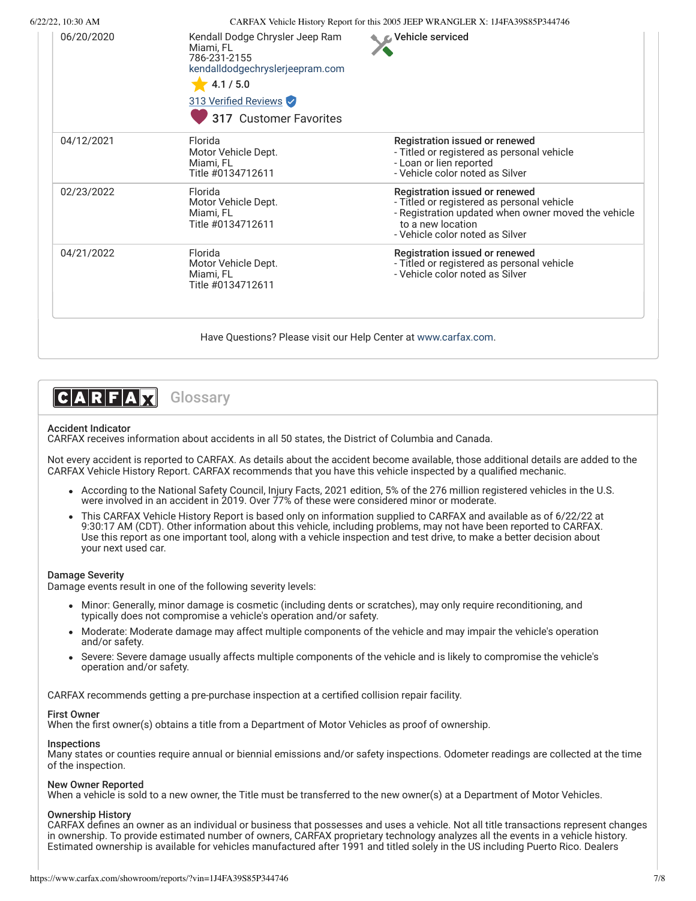| | | |
|---|---|---|
| 06/20/2020 | Kendall Dodge Chrysler Jeep Ram<br>Miami, FL<br>786-231-2155<br>kendalldodgechryslerjeepram.com<br>4.1 / 5.0<br>313 Verified Reviews<br>317 Customer Favorites | Vehicle serviced |
| 04/12/2021 | Florida<br>Motor Vehicle Dept.<br>Miami, FL<br>Title #0134712611 | Registration issued or renewed<br>- Titled or registered as personal vehicle<br>- Loan or lien reported<br>- Vehicle color noted as Silver |
| 02/23/2022 | Florida<br>Motor Vehicle Dept.<br>Miami, FL<br>Title #0134712611 | Registration issued or renewed<br>- Titled or registered as personal vehicle<br>- Registration updated when owner moved the vehicle to a new location<br>- Vehicle color noted as Silver |
| 04/21/2022 | Florida<br>Motor Vehicle Dept.<br>Miami, FL<br>Title #0134712611 | Registration issued or renewed<br>- Titled or registered as personal vehicle<br>- Vehicle color noted as Silver |

Have Questions? Please visit our Help Center at www.carfax.com.

## CARFAX Glossary

**Accident Indicator**
CARFAX receives information about accidents in all 50 states, the District of Columbia and Canada.

Not every accident is reported to CARFAX. As details about the accident become available, those additional details are added to the CARFAX Vehicle History Report. CARFAX recommends that you have this vehicle inspected by a qualified mechanic.

- According to the National Safety Council, Injury Facts, 2021 edition, 5% of the 276 million registered vehicles in the U.S. were involved in an accident in 2019. Over 77% of these were considered minor or moderate.
- This CARFAX Vehicle History Report is based only on information supplied to CARFAX and available as of 6/22/22 at 9:30:17 AM (CDT). Other information about this vehicle, including problems, may not have been reported to CARFAX. Use this report as one important tool, along with a vehicle inspection and test drive, to make a better decision about your next used car.

**Damage Severity**
Damage events result in one of the following severity levels:

- Minor: Generally, minor damage is cosmetic (including dents or scratches), may only require reconditioning, and typically does not compromise a vehicle's operation and/or safety.
- Moderate: Moderate damage may affect multiple components of the vehicle and may impair the vehicle's operation and/or safety.
- Severe: Severe damage usually affects multiple components of the vehicle and is likely to compromise the vehicle's operation and/or safety.

CARFAX recommends getting a pre-purchase inspection at a certified collision repair facility.

**First Owner**
When the first owner(s) obtains a title from a Department of Motor Vehicles as proof of ownership.

**Inspections**
Many states or counties require annual or biennial emissions and/or safety inspections. Odometer readings are collected at the time of the inspection.

**New Owner Reported**
When a vehicle is sold to a new owner, the Title must be transferred to the new owner(s) at a Department of Motor Vehicles.

**Ownership History**
CARFAX defines an owner as an individual or business that possesses and uses a vehicle. Not all title transactions represent changes in ownership. To provide estimated number of owners, CARFAX proprietary technology analyzes all the events in a vehicle history. Estimated ownership is available for vehicles manufactured after 1991 and titled solely in the US including Puerto Rico. Dealers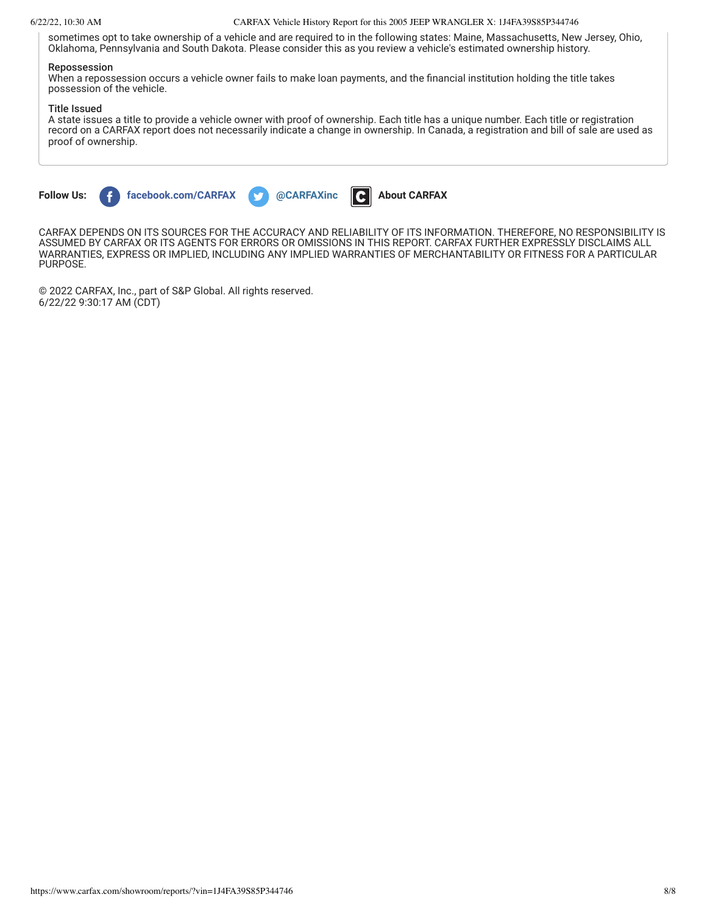sometimes opt to take ownership of a vehicle and are required to in the following states: Maine, Massachusetts, New Jersey, Ohio, Oklahoma, Pennsylvania and South Dakota. Please consider this as you review a vehicle's estimated ownership history.

**Repossession**
When a repossession occurs a vehicle owner fails to make loan payments, and the financial institution holding the title takes possession of the vehicle.

**Title Issued**
A state issues a title to provide a vehicle owner with proof of ownership. Each title has a unique number. Each title or registration record on a CARFAX report does not necessarily indicate a change in ownership. In Canada, a registration and bill of sale are used as proof of ownership.

**Follow Us:** facebook.com/CARFAX @CARFAXinc About CARFAX

CARFAX DEPENDS ON ITS SOURCES FOR THE ACCURACY AND RELIABILITY OF ITS INFORMATION. THEREFORE, NO RESPONSIBILITY IS ASSUMED BY CARFAX OR ITS AGENTS FOR ERRORS OR OMISSIONS IN THIS REPORT. CARFAX FURTHER EXPRESSLY DISCLAIMS ALL WARRANTIES, EXPRESS OR IMPLIED, INCLUDING ANY IMPLIED WARRANTIES OF MERCHANTABILITY OR FITNESS FOR A PARTICULAR PURPOSE.

© 2022 CARFAX, Inc., part of S&P Global. All rights reserved.
6/22/22 9:30:17 AM (CDT)